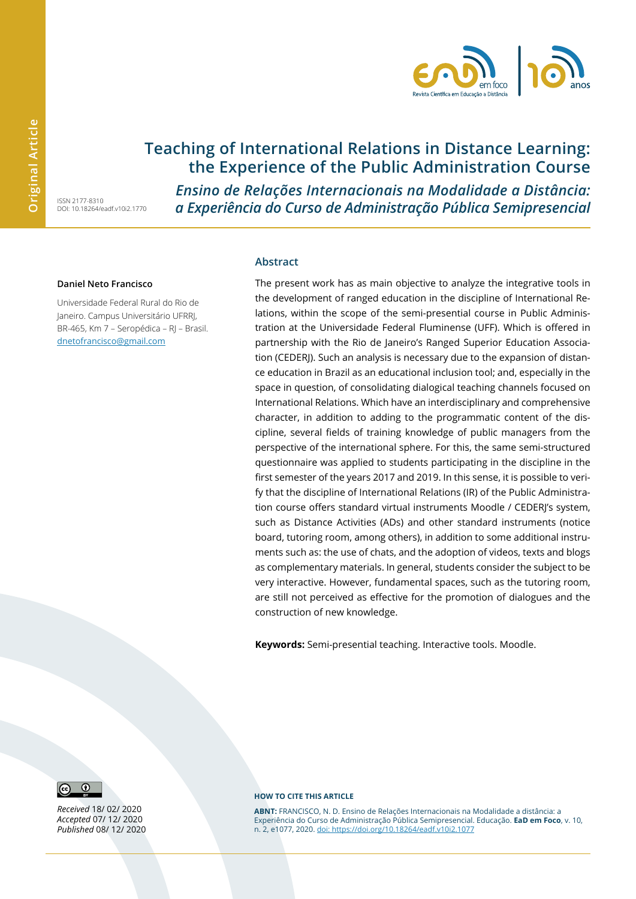Original Article

# Teaching of International Relations in Distance Learning: the Experience of the Public Administration Course

## *Ensino de Relações Internacionais na Modalidade a Distância: a Experiência do Curso de Administração Pública Semipresencial*

ISSN 2177-8310
DOI: 10.18264/eadf.v10i2.1770

**Daniel Neto Francisco**

Universidade Federal Rural do Rio de Janeiro. Campus Universitário UFRRJ, BR-465, Km 7 – Seropédica – RJ – Brasil.
dnetofrancisco@gmail.com

### Abstract

The present work has as main objective to analyze the integrative tools in the development of ranged education in the discipline of International Relations, within the scope of the semi-presential course in Public Administration at the Universidade Federal Fluminense (UFF). Which is offered in partnership with the Rio de Janeiro's Ranged Superior Education Association (CEDERJ). Such an analysis is necessary due to the expansion of distance education in Brazil as an educational inclusion tool; and, especially in the space in question, of consolidating dialogical teaching channels focused on International Relations. Which have an interdisciplinary and comprehensive character, in addition to adding to the programmatic content of the discipline, several fields of training knowledge of public managers from the perspective of the international sphere. For this, the same semi-structured questionnaire was applied to students participating in the discipline in the first semester of the years 2017 and 2019. In this sense, it is possible to verify that the discipline of International Relations (IR) of the Public Administration course offers standard virtual instruments Moodle / CEDERJ's system, such as Distance Activities (ADs) and other standard instruments (notice board, tutoring room, among others), in addition to some additional instruments such as: the use of chats, and the adoption of videos, texts and blogs as complementary materials. In general, students consider the subject to be very interactive. However, fundamental spaces, such as the tutoring room, are still not perceived as effective for the promotion of dialogues and the construction of new knowledge.

**Keywords:** Semi-presential teaching. Interactive tools. Moodle.

*Received* 18/ 02/ 2020
*Accepted* 07/ 12/ 2020
*Published* 08/ 12/ 2020

**HOW TO CITE THIS ARTICLE**

**ABNT:** FRANCISCO, N. D. Ensino de Relações Internacionais na Modalidade a distância: a Experiência do Curso de Administração Pública Semipresencial. Educação. **EaD em Foco**, v. 10, n. 2, e1077, 2020. doi: https://doi.org/10.18264/eadf.v10i2.1077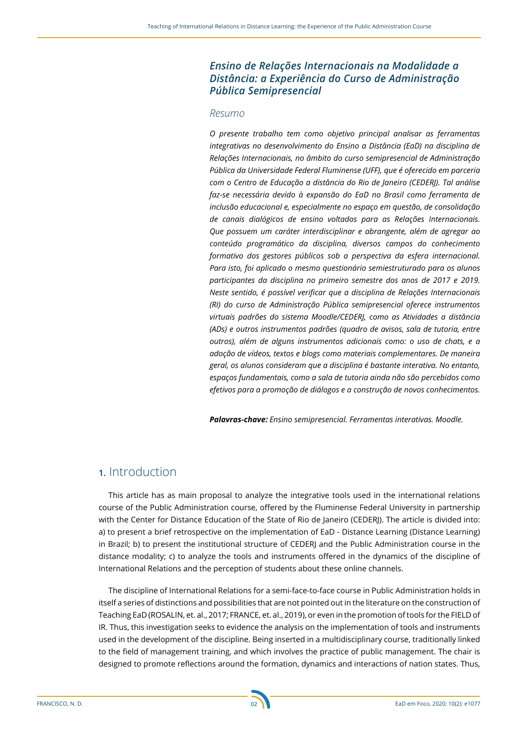## *Ensino de Relações Internacionais na Modalidade a Distância: a Experiência do Curso de Administração Pública Semipresencial*

### *Resumo*

*O presente trabalho tem como objetivo principal analisar as ferramentas integrativas no desenvolvimento do Ensino a Distância (EaD) na disciplina de Relações Internacionais, no âmbito do curso semipresencial de Administração Pública da Universidade Federal Fluminense (UFF), que é oferecido em parceria com o Centro de Educação a distância do Rio de Janeiro (CEDERJ). Tal análise faz-se necessária devido à expansão do EaD no Brasil como ferramenta de inclusão educacional e, especialmente no espaço em questão, de consolidação de canais dialógicos de ensino voltados para as Relações Internacionais. Que possuem um caráter interdisciplinar e abrangente, além de agregar ao conteúdo programático da disciplina, diversos campos do conhecimento formativo dos gestores públicos sob a perspectiva da esfera internacional. Para isto, foi aplicado o mesmo questionário semiestruturado para os alunos participantes da disciplina no primeiro semestre dos anos de 2017 e 2019. Neste sentido, é possível verificar que a disciplina de Relações Internacionais (RI) do curso de Administração Pública semipresencial oferece instrumentos virtuais padrões do sistema Moodle/CEDERJ, como as Atividades a distância (ADs) e outros instrumentos padrões (quadro de avisos, sala de tutoria, entre outros), além de alguns instrumentos adicionais como: o uso de chats, e a adoção de vídeos, textos e blogs como materiais complementares. De maneira geral, os alunos consideram que a disciplina é bastante interativa. No entanto, espaços fundamentais, como a sala de tutoria ainda não são percebidos como efetivos para a promoção de diálogos e a construção de novos conhecimentos.*

***Palavras-chave:*** *Ensino semipresencial. Ferramentas interativas. Moodle.*

# 1. Introduction

This article has as main proposal to analyze the integrative tools used in the international relations course of the Public Administration course, offered by the Fluminense Federal University in partnership with the Center for Distance Education of the State of Rio de Janeiro (CEDERJ). The article is divided into: a) to present a brief retrospective on the implementation of EaD - Distance Learning (Distance Learning) in Brazil; b) to present the institutional structure of CEDERJ and the Public Administration course in the distance modality; c) to analyze the tools and instruments offered in the dynamics of the discipline of International Relations and the perception of students about these online channels.

The discipline of International Relations for a semi-face-to-face course in Public Administration holds in itself a series of distinctions and possibilities that are not pointed out in the literature on the construction of Teaching EaD (ROSALIN, et. al., 2017; FRANCE, et. al., 2019), or even in the promotion of tools for the FIELD of IR. Thus, this investigation seeks to evidence the analysis on the implementation of tools and instruments used in the development of the discipline. Being inserted in a multidisciplinary course, traditionally linked to the field of management training, and which involves the practice of public management. The chair is designed to promote reflections around the formation, dynamics and interactions of nation states. Thus,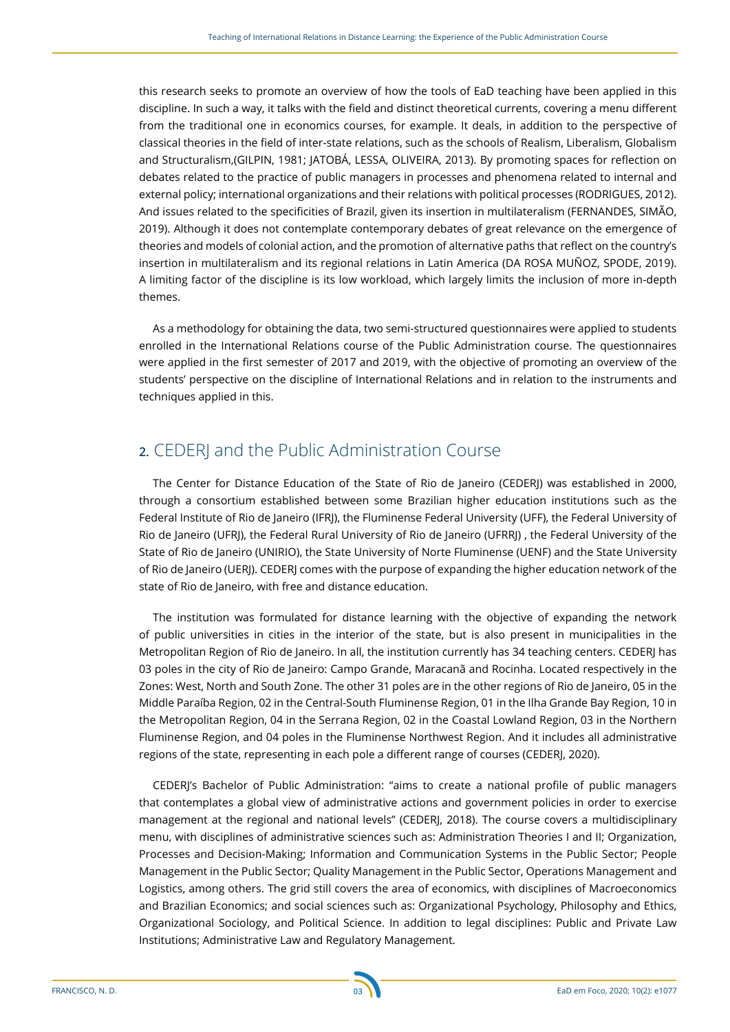this research seeks to promote an overview of how the tools of EaD teaching have been applied in this discipline. In such a way, it talks with the field and distinct theoretical currents, covering a menu different from the traditional one in economics courses, for example. It deals, in addition to the perspective of classical theories in the field of inter-state relations, such as the schools of Realism, Liberalism, Globalism and Structuralism,(GILPIN, 1981; JATOBÁ, LESSA, OLIVEIRA, 2013). By promoting spaces for reflection on debates related to the practice of public managers in processes and phenomena related to internal and external policy; international organizations and their relations with political processes (RODRIGUES, 2012). And issues related to the specificities of Brazil, given its insertion in multilateralism (FERNANDES, SIMÃO, 2019). Although it does not contemplate contemporary debates of great relevance on the emergence of theories and models of colonial action, and the promotion of alternative paths that reflect on the country's insertion in multilateralism and its regional relations in Latin America (DA ROSA MUÑOZ, SPODE, 2019). A limiting factor of the discipline is its low workload, which largely limits the inclusion of more in-depth themes.

As a methodology for obtaining the data, two semi-structured questionnaires were applied to students enrolled in the International Relations course of the Public Administration course. The questionnaires were applied in the first semester of 2017 and 2019, with the objective of promoting an overview of the students' perspective on the discipline of International Relations and in relation to the instruments and techniques applied in this.

## 2. CEDERJ and the Public Administration Course

The Center for Distance Education of the State of Rio de Janeiro (CEDERJ) was established in 2000, through a consortium established between some Brazilian higher education institutions such as the Federal Institute of Rio de Janeiro (IFRJ), the Fluminense Federal University (UFF), the Federal University of Rio de Janeiro (UFRJ), the Federal Rural University of Rio de Janeiro (UFRRJ) , the Federal University of the State of Rio de Janeiro (UNIRIO), the State University of Norte Fluminense (UENF) and the State University of Rio de Janeiro (UERJ). CEDERJ comes with the purpose of expanding the higher education network of the state of Rio de Janeiro, with free and distance education.

The institution was formulated for distance learning with the objective of expanding the network of public universities in cities in the interior of the state, but is also present in municipalities in the Metropolitan Region of Rio de Janeiro. In all, the institution currently has 34 teaching centers. CEDERJ has 03 poles in the city of Rio de Janeiro: Campo Grande, Maracanã and Rocinha. Located respectively in the Zones: West, North and South Zone. The other 31 poles are in the other regions of Rio de Janeiro, 05 in the Middle Paraíba Region, 02 in the Central-South Fluminense Region, 01 in the Ilha Grande Bay Region, 10 in the Metropolitan Region, 04 in the Serrana Region, 02 in the Coastal Lowland Region, 03 in the Northern Fluminense Region, and 04 poles in the Fluminense Northwest Region. And it includes all administrative regions of the state, representing in each pole a different range of courses (CEDERJ, 2020).

CEDERJ's Bachelor of Public Administration: "aims to create a national profile of public managers that contemplates a global view of administrative actions and government policies in order to exercise management at the regional and national levels" (CEDERJ, 2018). The course covers a multidisciplinary menu, with disciplines of administrative sciences such as: Administration Theories I and II; Organization, Processes and Decision-Making; Information and Communication Systems in the Public Sector; People Management in the Public Sector; Quality Management in the Public Sector, Operations Management and Logistics, among others. The grid still covers the area of economics, with disciplines of Macroeconomics and Brazilian Economics; and social sciences such as: Organizational Psychology, Philosophy and Ethics, Organizational Sociology, and Political Science. In addition to legal disciplines: Public and Private Law Institutions; Administrative Law and Regulatory Management.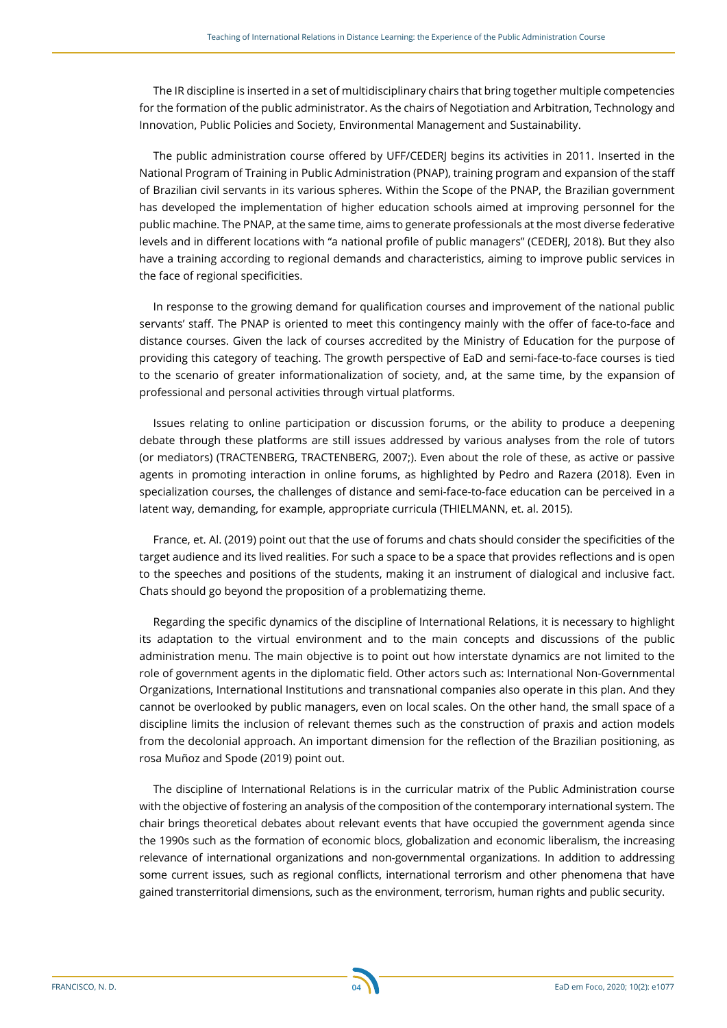The IR discipline is inserted in a set of multidisciplinary chairs that bring together multiple competencies for the formation of the public administrator. As the chairs of Negotiation and Arbitration, Technology and Innovation, Public Policies and Society, Environmental Management and Sustainability.

The public administration course offered by UFF/CEDERJ begins its activities in 2011. Inserted in the National Program of Training in Public Administration (PNAP), training program and expansion of the staff of Brazilian civil servants in its various spheres. Within the Scope of the PNAP, the Brazilian government has developed the implementation of higher education schools aimed at improving personnel for the public machine. The PNAP, at the same time, aims to generate professionals at the most diverse federative levels and in different locations with "a national profile of public managers" (CEDERJ, 2018). But they also have a training according to regional demands and characteristics, aiming to improve public services in the face of regional specificities.

In response to the growing demand for qualification courses and improvement of the national public servants' staff. The PNAP is oriented to meet this contingency mainly with the offer of face-to-face and distance courses. Given the lack of courses accredited by the Ministry of Education for the purpose of providing this category of teaching. The growth perspective of EaD and semi-face-to-face courses is tied to the scenario of greater informationalization of society, and, at the same time, by the expansion of professional and personal activities through virtual platforms.

Issues relating to online participation or discussion forums, or the ability to produce a deepening debate through these platforms are still issues addressed by various analyses from the role of tutors (or mediators) (TRACTENBERG, TRACTENBERG, 2007;). Even about the role of these, as active or passive agents in promoting interaction in online forums, as highlighted by Pedro and Razera (2018). Even in specialization courses, the challenges of distance and semi-face-to-face education can be perceived in a latent way, demanding, for example, appropriate curricula (THIELMANN, et. al. 2015).

France, et. Al. (2019) point out that the use of forums and chats should consider the specificities of the target audience and its lived realities. For such a space to be a space that provides reflections and is open to the speeches and positions of the students, making it an instrument of dialogical and inclusive fact. Chats should go beyond the proposition of a problematizing theme.

Regarding the specific dynamics of the discipline of International Relations, it is necessary to highlight its adaptation to the virtual environment and to the main concepts and discussions of the public administration menu. The main objective is to point out how interstate dynamics are not limited to the role of government agents in the diplomatic field. Other actors such as: International Non-Governmental Organizations, International Institutions and transnational companies also operate in this plan. And they cannot be overlooked by public managers, even on local scales. On the other hand, the small space of a discipline limits the inclusion of relevant themes such as the construction of praxis and action models from the decolonial approach. An important dimension for the reflection of the Brazilian positioning, as rosa Muñoz and Spode (2019) point out.

The discipline of International Relations is in the curricular matrix of the Public Administration course with the objective of fostering an analysis of the composition of the contemporary international system. The chair brings theoretical debates about relevant events that have occupied the government agenda since the 1990s such as the formation of economic blocs, globalization and economic liberalism, the increasing relevance of international organizations and non-governmental organizations. In addition to addressing some current issues, such as regional conflicts, international terrorism and other phenomena that have gained transterritorial dimensions, such as the environment, terrorism, human rights and public security.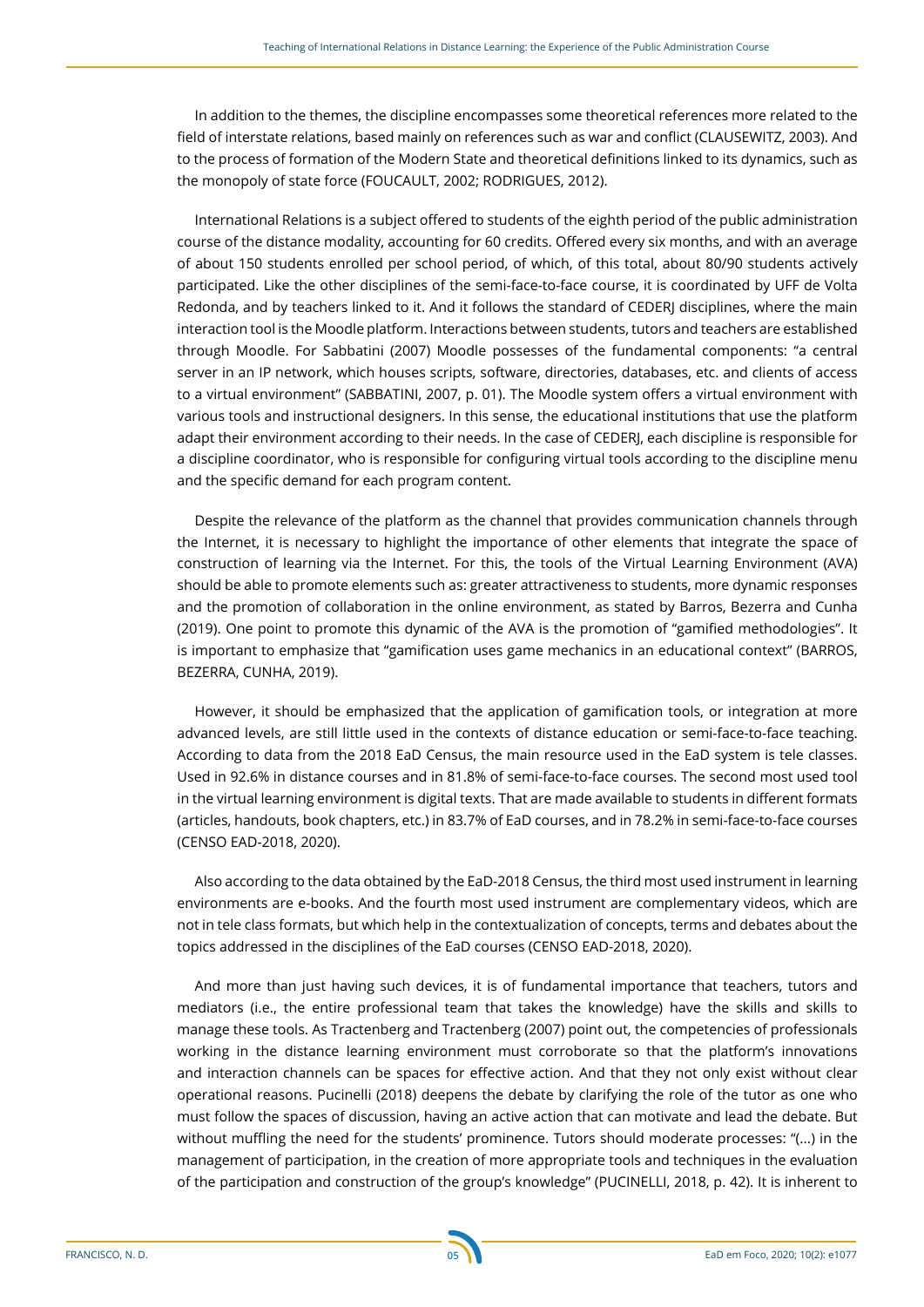In addition to the themes, the discipline encompasses some theoretical references more related to the field of interstate relations, based mainly on references such as war and conflict (CLAUSEWITZ, 2003). And to the process of formation of the Modern State and theoretical definitions linked to its dynamics, such as the monopoly of state force (FOUCAULT, 2002; RODRIGUES, 2012).

International Relations is a subject offered to students of the eighth period of the public administration course of the distance modality, accounting for 60 credits. Offered every six months, and with an average of about 150 students enrolled per school period, of which, of this total, about 80/90 students actively participated. Like the other disciplines of the semi-face-to-face course, it is coordinated by UFF de Volta Redonda, and by teachers linked to it. And it follows the standard of CEDERJ disciplines, where the main interaction tool is the Moodle platform. Interactions between students, tutors and teachers are established through Moodle. For Sabbatini (2007) Moodle possesses of the fundamental components: "a central server in an IP network, which houses scripts, software, directories, databases, etc. and clients of access to a virtual environment" (SABBATINI, 2007, p. 01). The Moodle system offers a virtual environment with various tools and instructional designers. In this sense, the educational institutions that use the platform adapt their environment according to their needs. In the case of CEDERJ, each discipline is responsible for a discipline coordinator, who is responsible for configuring virtual tools according to the discipline menu and the specific demand for each program content.

Despite the relevance of the platform as the channel that provides communication channels through the Internet, it is necessary to highlight the importance of other elements that integrate the space of construction of learning via the Internet. For this, the tools of the Virtual Learning Environment (AVA) should be able to promote elements such as: greater attractiveness to students, more dynamic responses and the promotion of collaboration in the online environment, as stated by Barros, Bezerra and Cunha (2019). One point to promote this dynamic of the AVA is the promotion of "gamified methodologies". It is important to emphasize that "gamification uses game mechanics in an educational context" (BARROS, BEZERRA, CUNHA, 2019).

However, it should be emphasized that the application of gamification tools, or integration at more advanced levels, are still little used in the contexts of distance education or semi-face-to-face teaching. According to data from the 2018 EaD Census, the main resource used in the EaD system is tele classes. Used in 92.6% in distance courses and in 81.8% of semi-face-to-face courses. The second most used tool in the virtual learning environment is digital texts. That are made available to students in different formats (articles, handouts, book chapters, etc.) in 83.7% of EaD courses, and in 78.2% in semi-face-to-face courses (CENSO EAD-2018, 2020).

Also according to the data obtained by the EaD-2018 Census, the third most used instrument in learning environments are e-books. And the fourth most used instrument are complementary videos, which are not in tele class formats, but which help in the contextualization of concepts, terms and debates about the topics addressed in the disciplines of the EaD courses (CENSO EAD-2018, 2020).

And more than just having such devices, it is of fundamental importance that teachers, tutors and mediators (i.e., the entire professional team that takes the knowledge) have the skills and skills to manage these tools. As Tractenberg and Tractenberg (2007) point out, the competencies of professionals working in the distance learning environment must corroborate so that the platform's innovations and interaction channels can be spaces for effective action. And that they not only exist without clear operational reasons. Pucinelli (2018) deepens the debate by clarifying the role of the tutor as one who must follow the spaces of discussion, having an active action that can motivate and lead the debate. But without muffling the need for the students' prominence. Tutors should moderate processes: "(...) in the management of participation, in the creation of more appropriate tools and techniques in the evaluation of the participation and construction of the group's knowledge" (PUCINELLI, 2018, p. 42). It is inherent to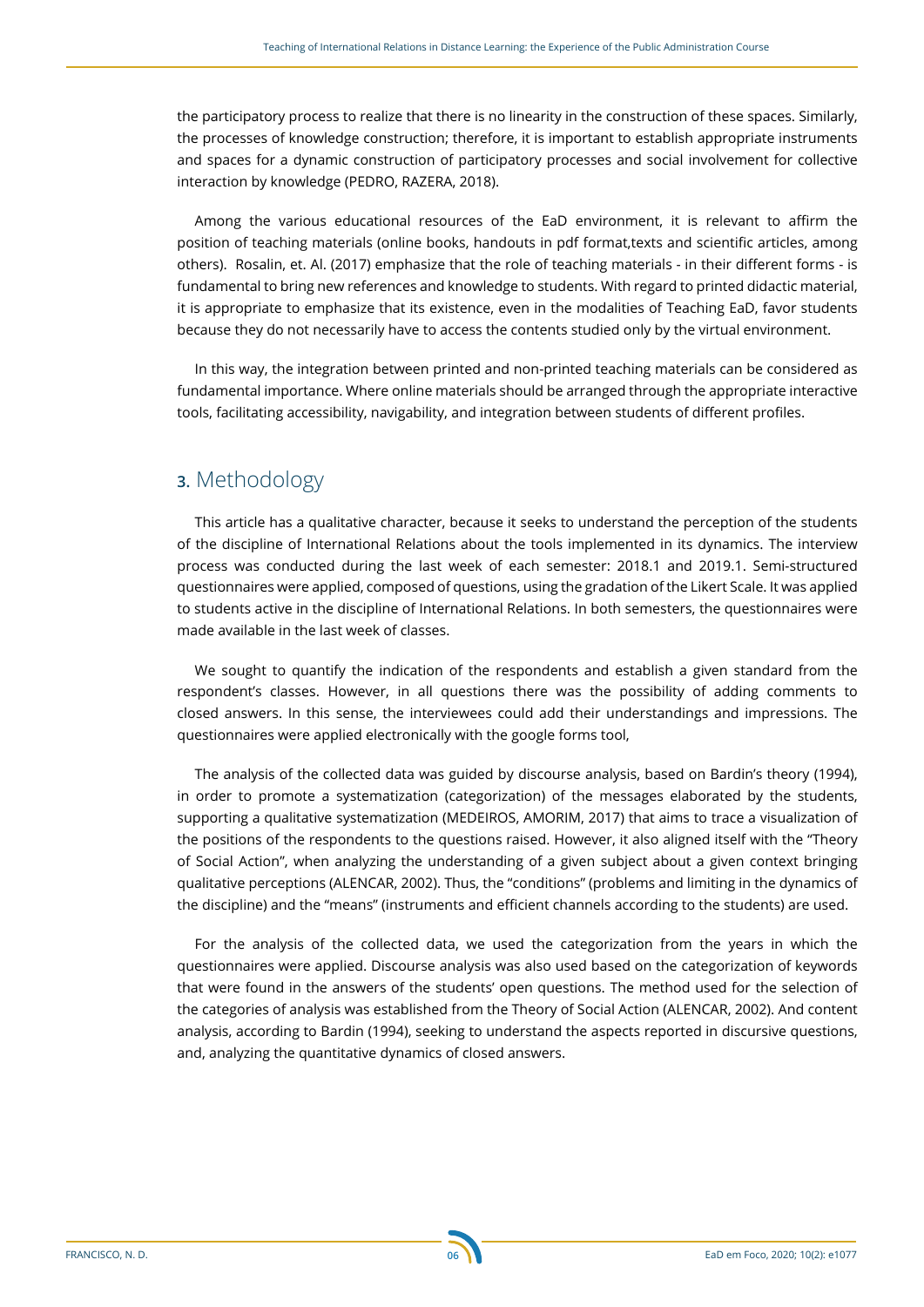the participatory process to realize that there is no linearity in the construction of these spaces. Similarly, the processes of knowledge construction; therefore, it is important to establish appropriate instruments and spaces for a dynamic construction of participatory processes and social involvement for collective interaction by knowledge (PEDRO, RAZERA, 2018).

Among the various educational resources of the EaD environment, it is relevant to affirm the position of teaching materials (online books, handouts in pdf format,texts and scientific articles, among others). Rosalin, et. Al. (2017) emphasize that the role of teaching materials - in their different forms - is fundamental to bring new references and knowledge to students. With regard to printed didactic material, it is appropriate to emphasize that its existence, even in the modalities of Teaching EaD, favor students because they do not necessarily have to access the contents studied only by the virtual environment.

In this way, the integration between printed and non-printed teaching materials can be considered as fundamental importance. Where online materials should be arranged through the appropriate interactive tools, facilitating accessibility, navigability, and integration between students of different profiles.

## 3. Methodology

This article has a qualitative character, because it seeks to understand the perception of the students of the discipline of International Relations about the tools implemented in its dynamics. The interview process was conducted during the last week of each semester: 2018.1 and 2019.1. Semi-structured questionnaires were applied, composed of questions, using the gradation of the Likert Scale. It was applied to students active in the discipline of International Relations. In both semesters, the questionnaires were made available in the last week of classes.

We sought to quantify the indication of the respondents and establish a given standard from the respondent's classes. However, in all questions there was the possibility of adding comments to closed answers. In this sense, the interviewees could add their understandings and impressions. The questionnaires were applied electronically with the google forms tool,

The analysis of the collected data was guided by discourse analysis, based on Bardin's theory (1994), in order to promote a systematization (categorization) of the messages elaborated by the students, supporting a qualitative systematization (MEDEIROS, AMORIM, 2017) that aims to trace a visualization of the positions of the respondents to the questions raised. However, it also aligned itself with the "Theory of Social Action", when analyzing the understanding of a given subject about a given context bringing qualitative perceptions (ALENCAR, 2002). Thus, the "conditions" (problems and limiting in the dynamics of the discipline) and the "means" (instruments and efficient channels according to the students) are used.

For the analysis of the collected data, we used the categorization from the years in which the questionnaires were applied. Discourse analysis was also used based on the categorization of keywords that were found in the answers of the students' open questions. The method used for the selection of the categories of analysis was established from the Theory of Social Action (ALENCAR, 2002). And content analysis, according to Bardin (1994), seeking to understand the aspects reported in discursive questions, and, analyzing the quantitative dynamics of closed answers.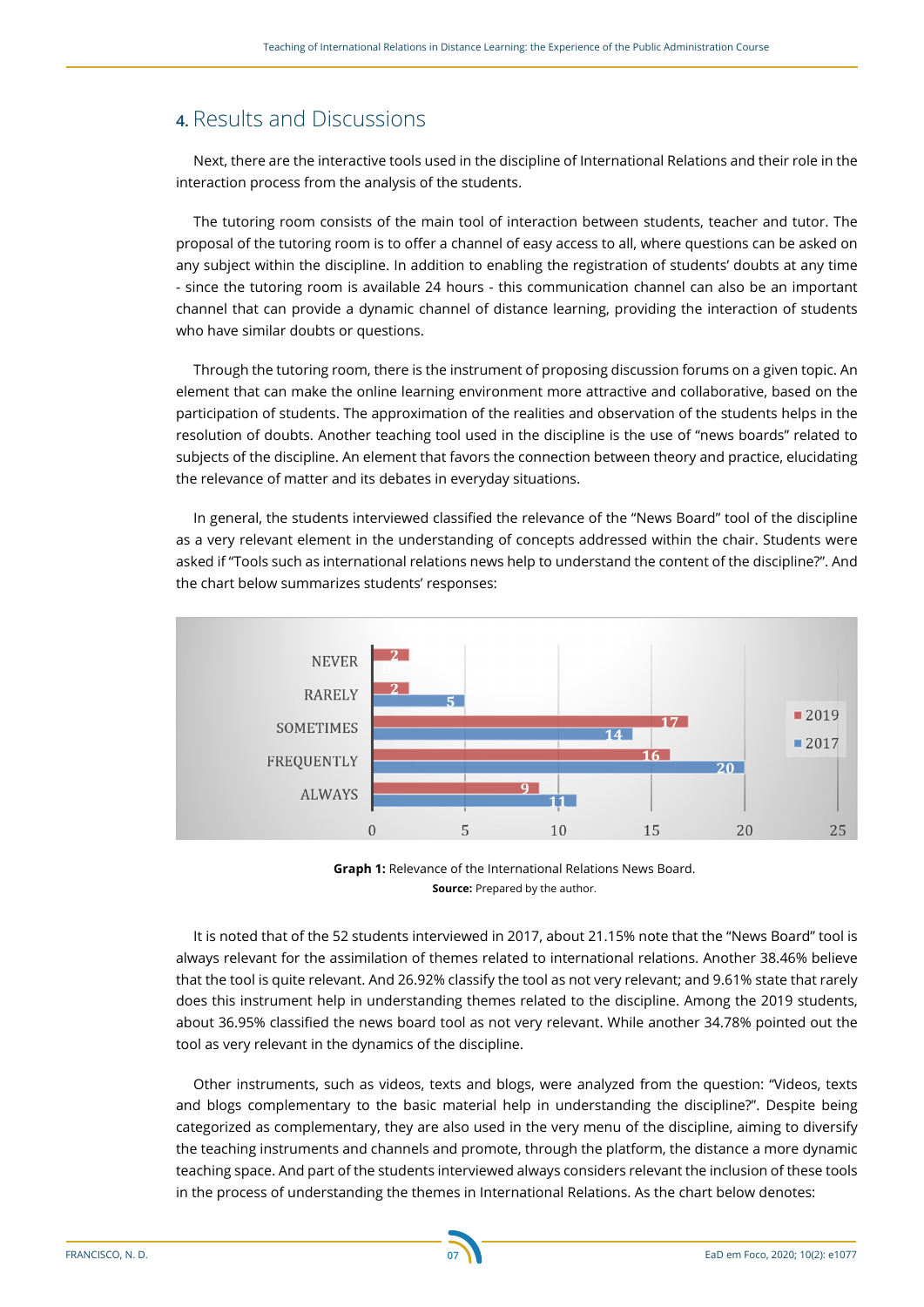## 4. Results and Discussions

Next, there are the interactive tools used in the discipline of International Relations and their role in the interaction process from the analysis of the students.

The tutoring room consists of the main tool of interaction between students, teacher and tutor. The proposal of the tutoring room is to offer a channel of easy access to all, where questions can be asked on any subject within the discipline. In addition to enabling the registration of students' doubts at any time - since the tutoring room is available 24 hours - this communication channel can also be an important channel that can provide a dynamic channel of distance learning, providing the interaction of students who have similar doubts or questions.

Through the tutoring room, there is the instrument of proposing discussion forums on a given topic. An element that can make the online learning environment more attractive and collaborative, based on the participation of students. The approximation of the realities and observation of the students helps in the resolution of doubts. Another teaching tool used in the discipline is the use of "news boards" related to subjects of the discipline. An element that favors the connection between theory and practice, elucidating the relevance of matter and its debates in everyday situations.

In general, the students interviewed classified the relevance of the "News Board" tool of the discipline as a very relevant element in the understanding of concepts addressed within the chair. Students were asked if "Tools such as international relations news help to understand the content of the discipline?". And the chart below summarizes students' responses:

NEVER
RARELY
SOMETIMES
FREQUENTLY
ALWAYS
2
2
5
17
14
16
20
9
11
0 5 10 15 20 25
2019
2017

**Graph 1:** Relevance of the International Relations News Board.
**Source:** Prepared by the author.

It is noted that of the 52 students interviewed in 2017, about 21.15% note that the "News Board" tool is always relevant for the assimilation of themes related to international relations. Another 38.46% believe that the tool is quite relevant. And 26.92% classify the tool as not very relevant; and 9.61% state that rarely does this instrument help in understanding themes related to the discipline. Among the 2019 students, about 36.95% classified the news board tool as not very relevant. While another 34.78% pointed out the tool as very relevant in the dynamics of the discipline.

Other instruments, such as videos, texts and blogs, were analyzed from the question: "Videos, texts and blogs complementary to the basic material help in understanding the discipline?". Despite being categorized as complementary, they are also used in the very menu of the discipline, aiming to diversify the teaching instruments and channels and promote, through the platform, the distance a more dynamic teaching space. And part of the students interviewed always considers relevant the inclusion of these tools in the process of understanding the themes in International Relations. As the chart below denotes: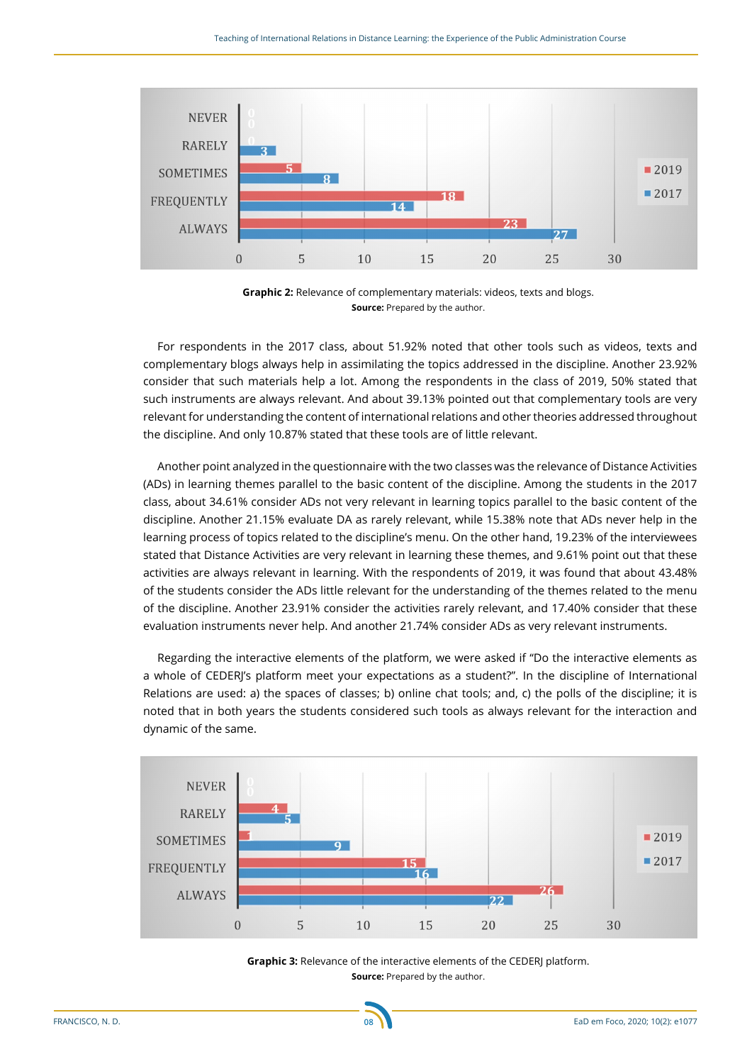NEVER
RARELY
SOMETIMES
FREQUENTLY
ALWAYS

0
0
0
3
5
8
18
14
23
27

0 5 10 15 20 25 30

2019
2017

**Graphic 2:** Relevance of complementary materials: videos, texts and blogs.
**Source:** Prepared by the author.

For respondents in the 2017 class, about 51.92% noted that other tools such as videos, texts and complementary blogs always help in assimilating the topics addressed in the discipline. Another 23.92% consider that such materials help a lot. Among the respondents in the class of 2019, 50% stated that such instruments are always relevant. And about 39.13% pointed out that complementary tools are very relevant for understanding the content of international relations and other theories addressed throughout the discipline. And only 10.87% stated that these tools are of little relevant.

Another point analyzed in the questionnaire with the two classes was the relevance of Distance Activities (ADs) in learning themes parallel to the basic content of the discipline. Among the students in the 2017 class, about 34.61% consider ADs not very relevant in learning topics parallel to the basic content of the discipline. Another 21.15% evaluate DA as rarely relevant, while 15.38% note that ADs never help in the learning process of topics related to the discipline's menu. On the other hand, 19.23% of the interviewees stated that Distance Activities are very relevant in learning these themes, and 9.61% point out that these activities are always relevant in learning. With the respondents of 2019, it was found that about 43.48% of the students consider the ADs little relevant for the understanding of the themes related to the menu of the discipline. Another 23.91% consider the activities rarely relevant, and 17.40% consider that these evaluation instruments never help. And another 21.74% consider ADs as very relevant instruments.

Regarding the interactive elements of the platform, we were asked if "Do the interactive elements as a whole of CEDERJ's platform meet your expectations as a student?". In the discipline of International Relations are used: a) the spaces of classes; b) online chat tools; and, c) the polls of the discipline; it is noted that in both years the students considered such tools as always relevant for the interaction and dynamic of the same.

NEVER
RARELY
SOMETIMES
FREQUENTLY
ALWAYS

0
0
4
5
1
9
15
16
26
22

0 5 10 15 20 25 30

2019
2017

**Graphic 3:** Relevance of the interactive elements of the CEDERJ platform.
**Source:** Prepared by the author.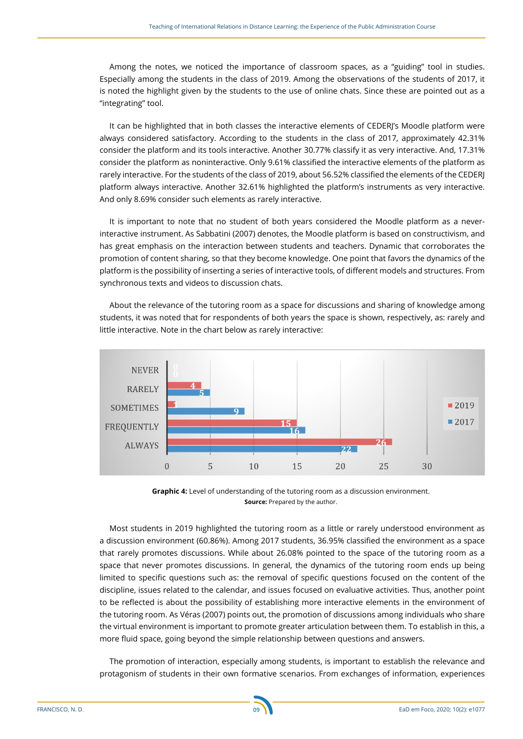Among the notes, we noticed the importance of classroom spaces, as a "guiding" tool in studies. Especially among the students in the class of 2019. Among the observations of the students of 2017, it is noted the highlight given by the students to the use of online chats. Since these are pointed out as a "integrating" tool.

It can be highlighted that in both classes the interactive elements of CEDERJ's Moodle platform were always considered satisfactory. According to the students in the class of 2017, approximately 42.31% consider the platform and its tools interactive. Another 30.77% classify it as very interactive. And, 17.31% consider the platform as noninteractive. Only 9.61% classified the interactive elements of the platform as rarely interactive. For the students of the class of 2019, about 56.52% classified the elements of the CEDERJ platform always interactive. Another 32.61% highlighted the platform's instruments as very interactive. And only 8.69% consider such elements as rarely interactive.

It is important to note that no student of both years considered the Moodle platform as a never-interactive instrument. As Sabbatini (2007) denotes, the Moodle platform is based on constructivism, and has great emphasis on the interaction between students and teachers. Dynamic that corroborates the promotion of content sharing, so that they become knowledge. One point that favors the dynamics of the platform is the possibility of inserting a series of interactive tools, of different models and structures. From synchronous texts and videos to discussion chats.

About the relevance of the tutoring room as a space for discussions and sharing of knowledge among students, it was noted that for respondents of both years the space is shown, respectively, as: rarely and little interactive. Note in the chart below as rarely interactive:

NEVER
RARELY
SOMETIMES
FREQUENTLY
ALWAYS

0
0
4
5
1
9
15
16
26
22

0 5 10 15 20 25 30

2019
2017

**Graphic 4:** Level of understanding of the tutoring room as a discussion environment.
**Source:** Prepared by the author.

Most students in 2019 highlighted the tutoring room as a little or rarely understood environment as a discussion environment (60.86%). Among 2017 students, 36.95% classified the environment as a space that rarely promotes discussions. While about 26.08% pointed to the space of the tutoring room as a space that never promotes discussions. In general, the dynamics of the tutoring room ends up being limited to specific questions such as: the removal of specific questions focused on the content of the discipline, issues related to the calendar, and issues focused on evaluative activities. Thus, another point to be reflected is about the possibility of establishing more interactive elements in the environment of the tutoring room. As Véras (2007) points out, the promotion of discussions among individuals who share the virtual environment is important to promote greater articulation between them. To establish in this, a more fluid space, going beyond the simple relationship between questions and answers.

The promotion of interaction, especially among students, is important to establish the relevance and protagonism of students in their own formative scenarios. From exchanges of information, experiences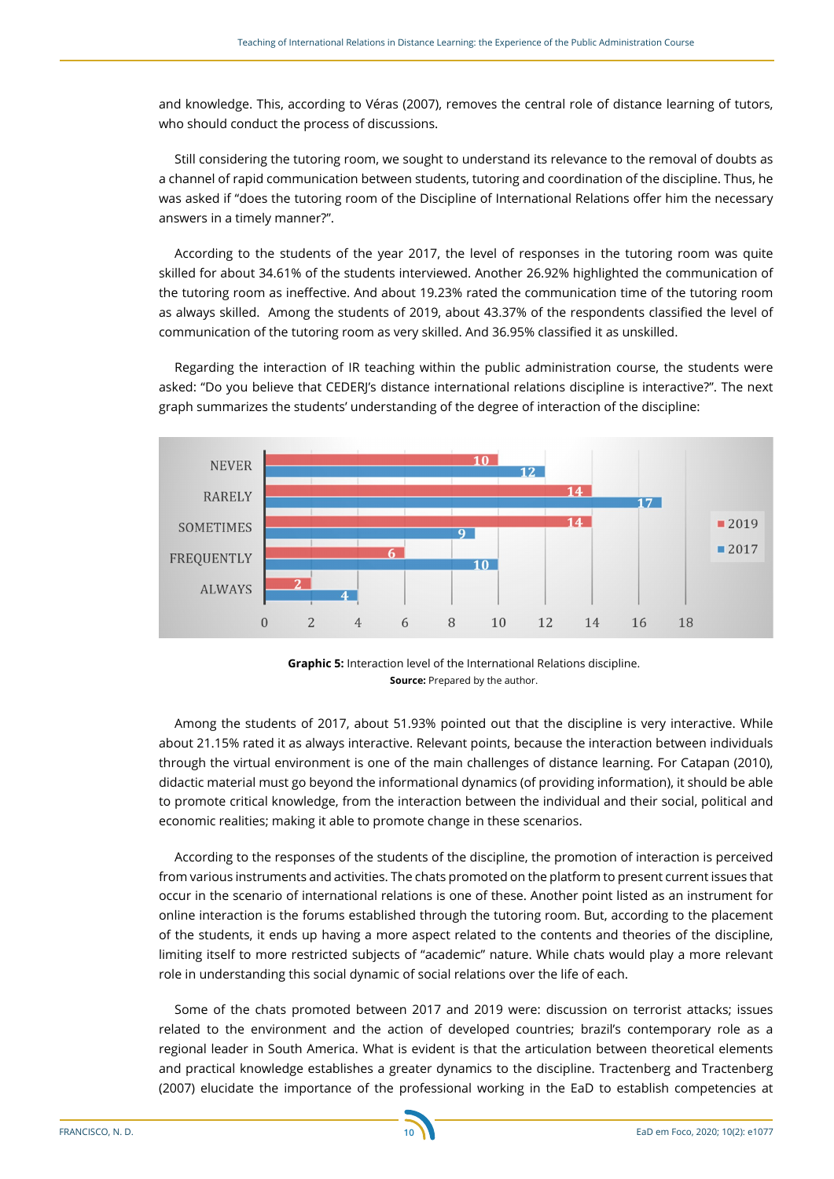and knowledge. This, according to Véras (2007), removes the central role of distance learning of tutors, who should conduct the process of discussions.

Still considering the tutoring room, we sought to understand its relevance to the removal of doubts as a channel of rapid communication between students, tutoring and coordination of the discipline. Thus, he was asked if "does the tutoring room of the Discipline of International Relations offer him the necessary answers in a timely manner?".

According to the students of the year 2017, the level of responses in the tutoring room was quite skilled for about 34.61% of the students interviewed. Another 26.92% highlighted the communication of the tutoring room as ineffective. And about 19.23% rated the communication time of the tutoring room as always skilled. Among the students of 2019, about 43.37% of the respondents classified the level of communication of the tutoring room as very skilled. And 36.95% classified it as unskilled.

Regarding the interaction of IR teaching within the public administration course, the students were asked: "Do you believe that CEDERJ's distance international relations discipline is interactive?". The next graph summarizes the students' understanding of the degree of interaction of the discipline:

NEVER
RARELY
SOMETIMES
FREQUENTLY
ALWAYS

10
12
14
17
14
9
6
10
2
4

0 2 4 6 8 10 12 14 16 18

2019
2017

**Graphic 5:** Interaction level of the International Relations discipline.
**Source:** Prepared by the author.

Among the students of 2017, about 51.93% pointed out that the discipline is very interactive. While about 21.15% rated it as always interactive. Relevant points, because the interaction between individuals through the virtual environment is one of the main challenges of distance learning. For Catapan (2010), didactic material must go beyond the informational dynamics (of providing information), it should be able to promote critical knowledge, from the interaction between the individual and their social, political and economic realities; making it able to promote change in these scenarios.

According to the responses of the students of the discipline, the promotion of interaction is perceived from various instruments and activities. The chats promoted on the platform to present current issues that occur in the scenario of international relations is one of these. Another point listed as an instrument for online interaction is the forums established through the tutoring room. But, according to the placement of the students, it ends up having a more aspect related to the contents and theories of the discipline, limiting itself to more restricted subjects of "academic" nature. While chats would play a more relevant role in understanding this social dynamic of social relations over the life of each.

Some of the chats promoted between 2017 and 2019 were: discussion on terrorist attacks; issues related to the environment and the action of developed countries; brazil's contemporary role as a regional leader in South America. What is evident is that the articulation between theoretical elements and practical knowledge establishes a greater dynamics to the discipline. Tractenberg and Tractenberg (2007) elucidate the importance of the professional working in the EaD to establish competencies at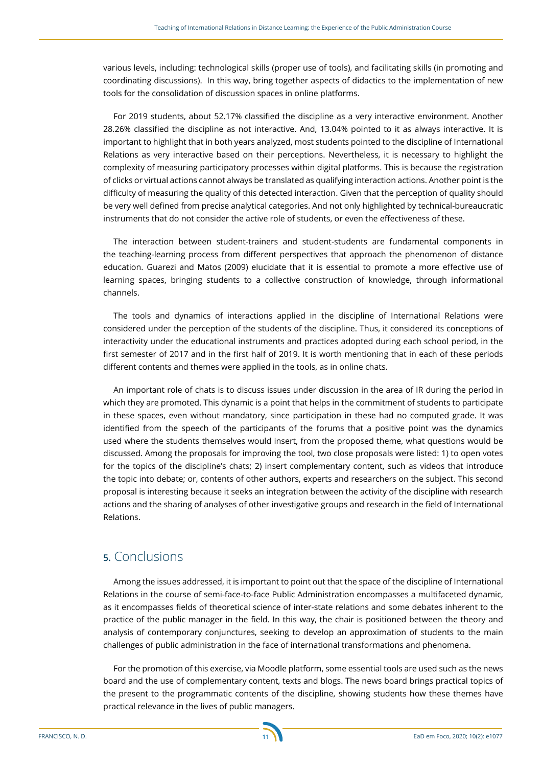various levels, including: technological skills (proper use of tools), and facilitating skills (in promoting and coordinating discussions). In this way, bring together aspects of didactics to the implementation of new tools for the consolidation of discussion spaces in online platforms.

For 2019 students, about 52.17% classified the discipline as a very interactive environment. Another 28.26% classified the discipline as not interactive. And, 13.04% pointed to it as always interactive. It is important to highlight that in both years analyzed, most students pointed to the discipline of International Relations as very interactive based on their perceptions. Nevertheless, it is necessary to highlight the complexity of measuring participatory processes within digital platforms. This is because the registration of clicks or virtual actions cannot always be translated as qualifying interaction actions. Another point is the difficulty of measuring the quality of this detected interaction. Given that the perception of quality should be very well defined from precise analytical categories. And not only highlighted by technical-bureaucratic instruments that do not consider the active role of students, or even the effectiveness of these.

The interaction between student-trainers and student-students are fundamental components in the teaching-learning process from different perspectives that approach the phenomenon of distance education. Guarezi and Matos (2009) elucidate that it is essential to promote a more effective use of learning spaces, bringing students to a collective construction of knowledge, through informational channels.

The tools and dynamics of interactions applied in the discipline of International Relations were considered under the perception of the students of the discipline. Thus, it considered its conceptions of interactivity under the educational instruments and practices adopted during each school period, in the first semester of 2017 and in the first half of 2019. It is worth mentioning that in each of these periods different contents and themes were applied in the tools, as in online chats.

An important role of chats is to discuss issues under discussion in the area of IR during the period in which they are promoted. This dynamic is a point that helps in the commitment of students to participate in these spaces, even without mandatory, since participation in these had no computed grade. It was identified from the speech of the participants of the forums that a positive point was the dynamics used where the students themselves would insert, from the proposed theme, what questions would be discussed. Among the proposals for improving the tool, two close proposals were listed: 1) to open votes for the topics of the discipline's chats; 2) insert complementary content, such as videos that introduce the topic into debate; or, contents of other authors, experts and researchers on the subject. This second proposal is interesting because it seeks an integration between the activity of the discipline with research actions and the sharing of analyses of other investigative groups and research in the field of International Relations.

## 5. Conclusions

Among the issues addressed, it is important to point out that the space of the discipline of International Relations in the course of semi-face-to-face Public Administration encompasses a multifaceted dynamic, as it encompasses fields of theoretical science of inter-state relations and some debates inherent to the practice of the public manager in the field. In this way, the chair is positioned between the theory and analysis of contemporary conjunctures, seeking to develop an approximation of students to the main challenges of public administration in the face of international transformations and phenomena.

For the promotion of this exercise, via Moodle platform, some essential tools are used such as the news board and the use of complementary content, texts and blogs. The news board brings practical topics of the present to the programmatic contents of the discipline, showing students how these themes have practical relevance in the lives of public managers.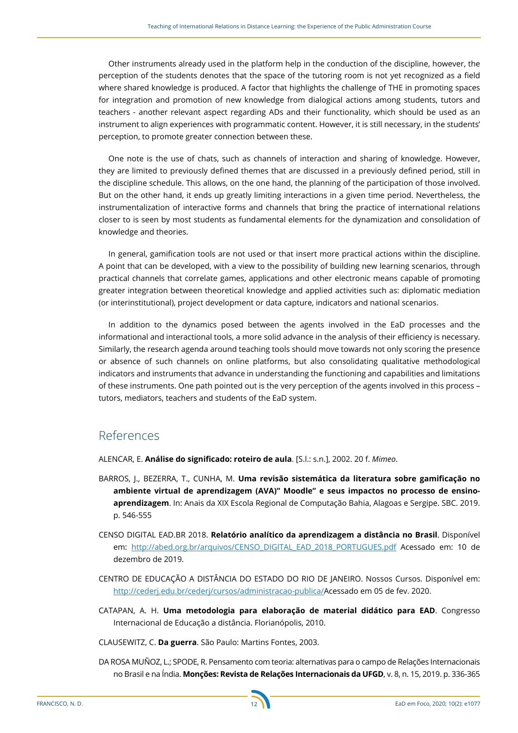Other instruments already used in the platform help in the conduction of the discipline, however, the perception of the students denotes that the space of the tutoring room is not yet recognized as a field where shared knowledge is produced. A factor that highlights the challenge of THE in promoting spaces for integration and promotion of new knowledge from dialogical actions among students, tutors and teachers - another relevant aspect regarding ADs and their functionality, which should be used as an instrument to align experiences with programmatic content. However, it is still necessary, in the students' perception, to promote greater connection between these.

One note is the use of chats, such as channels of interaction and sharing of knowledge. However, they are limited to previously defined themes that are discussed in a previously defined period, still in the discipline schedule. This allows, on the one hand, the planning of the participation of those involved. But on the other hand, it ends up greatly limiting interactions in a given time period. Nevertheless, the instrumentalization of interactive forms and channels that bring the practice of international relations closer to is seen by most students as fundamental elements for the dynamization and consolidation of knowledge and theories.

In general, gamification tools are not used or that insert more practical actions within the discipline. A point that can be developed, with a view to the possibility of building new learning scenarios, through practical channels that correlate games, applications and other electronic means capable of promoting greater integration between theoretical knowledge and applied activities such as: diplomatic mediation (or interinstitutional), project development or data capture, indicators and national scenarios.

In addition to the dynamics posed between the agents involved in the EaD processes and the informational and interactional tools, a more solid advance in the analysis of their efficiency is necessary. Similarly, the research agenda around teaching tools should move towards not only scoring the presence or absence of such channels on online platforms, but also consolidating qualitative methodological indicators and instruments that advance in understanding the functioning and capabilities and limitations of these instruments. One path pointed out is the very perception of the agents involved in this process – tutors, mediators, teachers and students of the EaD system.

## References

ALENCAR, E. **Análise do significado: roteiro de aula**. [S.l.: s.n.], 2002. 20 f. *Mimeo*.

BARROS, J., BEZERRA, T., CUNHA, M. **Uma revisão sistemática da literatura sobre gamificação no ambiente virtual de aprendizagem (AVA)" Moodle" e seus impactos no processo de ensino-aprendizagem**. In: Anais da XIX Escola Regional de Computação Bahia, Alagoas e Sergipe. SBC. 2019. p. 546-555

CENSO DIGITAL EAD.BR 2018. **Relatório analítico da aprendizagem a distância no Brasil**. Disponível em: http://abed.org.br/arquivos/CENSO_DIGITAL_EAD_2018_PORTUGUES.pdf Acessado em: 10 de dezembro de 2019.

CENTRO DE EDUCAÇÃO A DISTÂNCIA DO ESTADO DO RIO DE JANEIRO. Nossos Cursos. Disponível em: http://cederj.edu.br/cederj/cursos/administracao-publica/Acessado em 05 de fev. 2020.

CATAPAN, A. H. **Uma metodologia para elaboração de material didático para EAD**. Congresso Internacional de Educação a distância. Florianópolis, 2010.

CLAUSEWITZ, C. **Da guerra**. São Paulo: Martins Fontes, 2003.

DA ROSA MUÑOZ, L.; SPODE, R. Pensamento com teoria: alternativas para o campo de Relações Internacionais no Brasil e na Índia. **Monções: Revista de Relações Internacionais da UFGD**, v. 8, n. 15, 2019. p. 336-365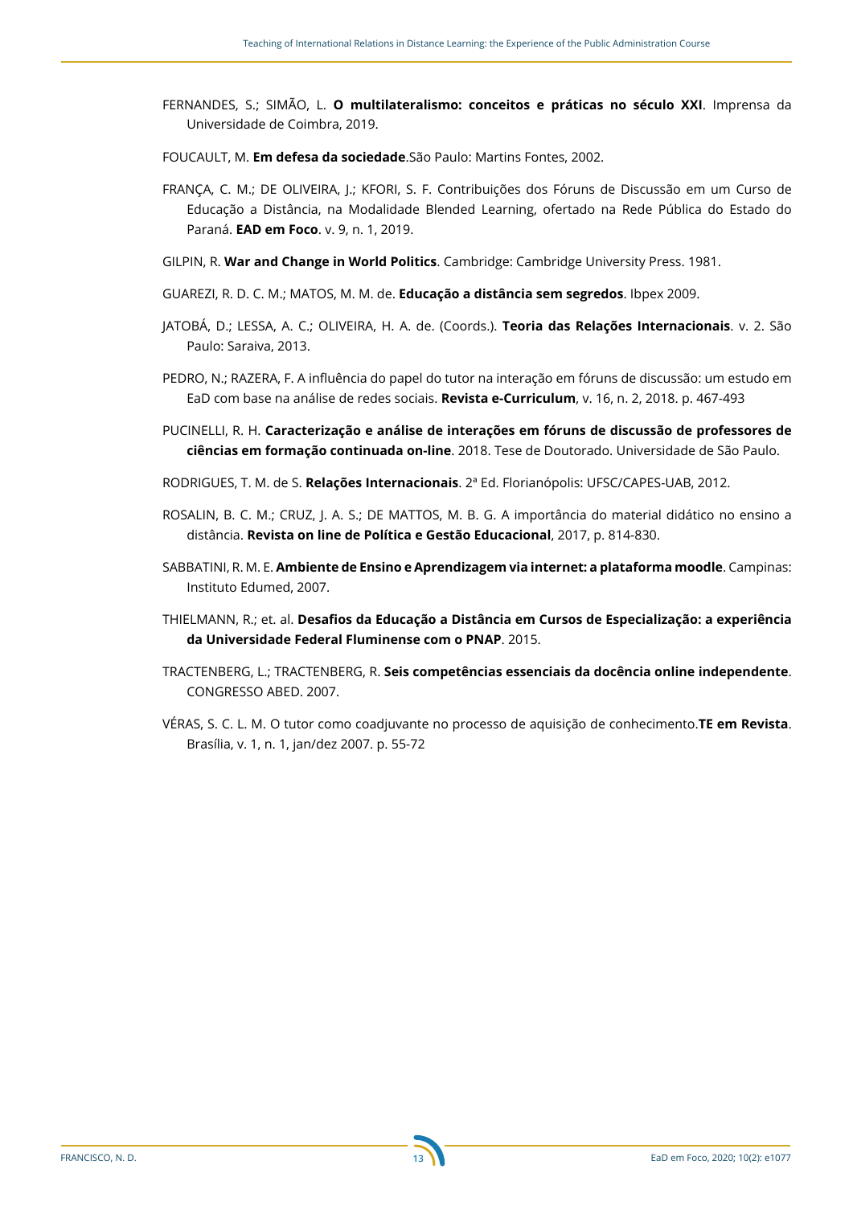FERNANDES, S.; SIMÃO, L. **O multilateralismo: conceitos e práticas no século XXI**. Imprensa da Universidade de Coimbra, 2019.

FOUCAULT, M. **Em defesa da sociedade**.São Paulo: Martins Fontes, 2002.

FRANÇA, C. M.; DE OLIVEIRA, J.; KFORI, S. F. Contribuições dos Fóruns de Discussão em um Curso de Educação a Distância, na Modalidade Blended Learning, ofertado na Rede Pública do Estado do Paraná. **EAD em Foco**. v. 9, n. 1, 2019.

GILPIN, R. **War and Change in World Politics**. Cambridge: Cambridge University Press. 1981.

GUAREZI, R. D. C. M.; MATOS, M. M. de. **Educação a distância sem segredos**. Ibpex 2009.

JATOBÁ, D.; LESSA, A. C.; OLIVEIRA, H. A. de. (Coords.). **Teoria das Relações Internacionais**. v. 2. São Paulo: Saraiva, 2013.

PEDRO, N.; RAZERA, F. A influência do papel do tutor na interação em fóruns de discussão: um estudo em EaD com base na análise de redes sociais. **Revista e-Curriculum**, v. 16, n. 2, 2018. p. 467-493

PUCINELLI, R. H. **Caracterização e análise de interações em fóruns de discussão de professores de ciências em formação continuada on-line**. 2018. Tese de Doutorado. Universidade de São Paulo.

RODRIGUES, T. M. de S. **Relações Internacionais**. 2ª Ed. Florianópolis: UFSC/CAPES-UAB, 2012.

ROSALIN, B. C. M.; CRUZ, J. A. S.; DE MATTOS, M. B. G. A importância do material didático no ensino a distância. **Revista on line de Política e Gestão Educacional**, 2017, p. 814-830.

SABBATINI, R. M. E. **Ambiente de Ensino e Aprendizagem via internet: a plataforma moodle**. Campinas: Instituto Edumed, 2007.

THIELMANN, R.; et. al. **Desafios da Educação a Distância em Cursos de Especialização: a experiência da Universidade Federal Fluminense com o PNAP**. 2015.

TRACTENBERG, L.; TRACTENBERG, R. **Seis competências essenciais da docência online independente**. CONGRESSO ABED. 2007.

VÉRAS, S. C. L. M. O tutor como coadjuvante no processo de aquisição de conhecimento.**TE em Revista**. Brasília, v. 1, n. 1, jan/dez 2007. p. 55-72